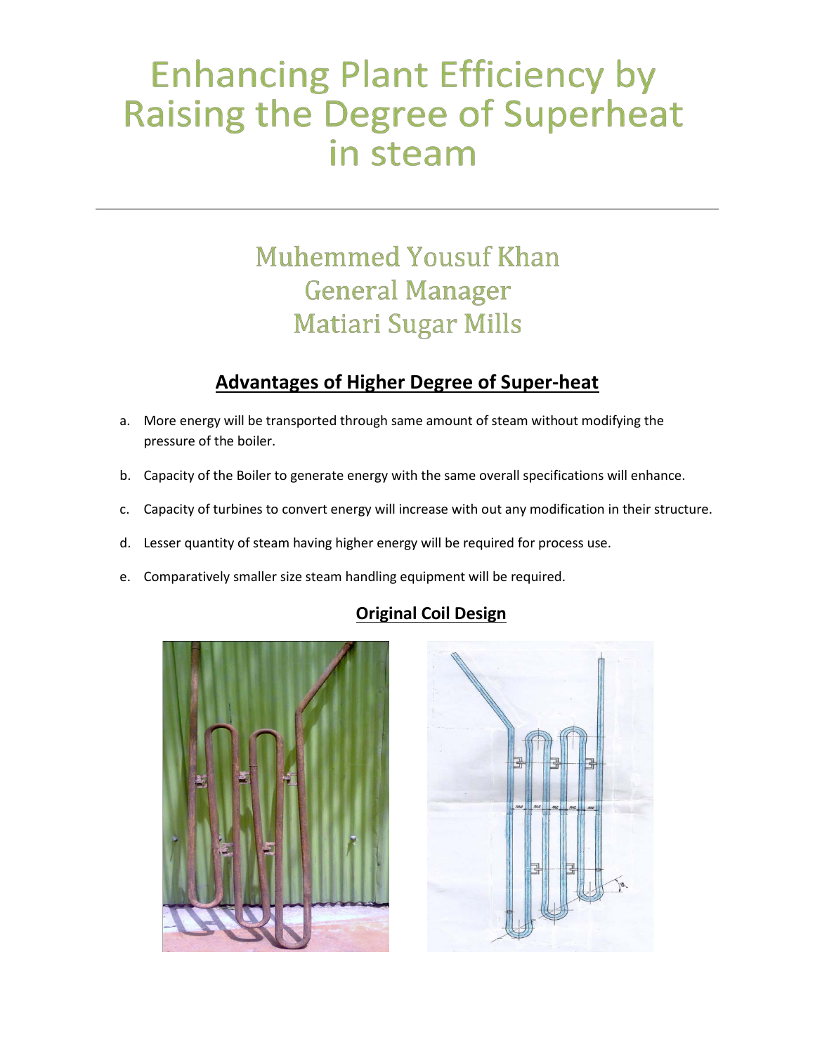# Enhancing Plant Efficiency by Raising the Degree of Superheat in steam

---

## Muhemmed Yousuf Khan
## General Manager
## Matiari Sugar Mills

## Advantages of Higher Degree of Super-heat

a. More energy will be transported through same amount of steam without modifying the pressure of the boiler.

b. Capacity of the Boiler to generate energy with the same overall specifications will enhance.

c. Capacity of turbines to convert energy will increase with out any modification in their structure.

d. Lesser quantity of steam having higher energy will be required for process use.

e. Comparatively smaller size steam handling equipment will be required.

## Original Coil Design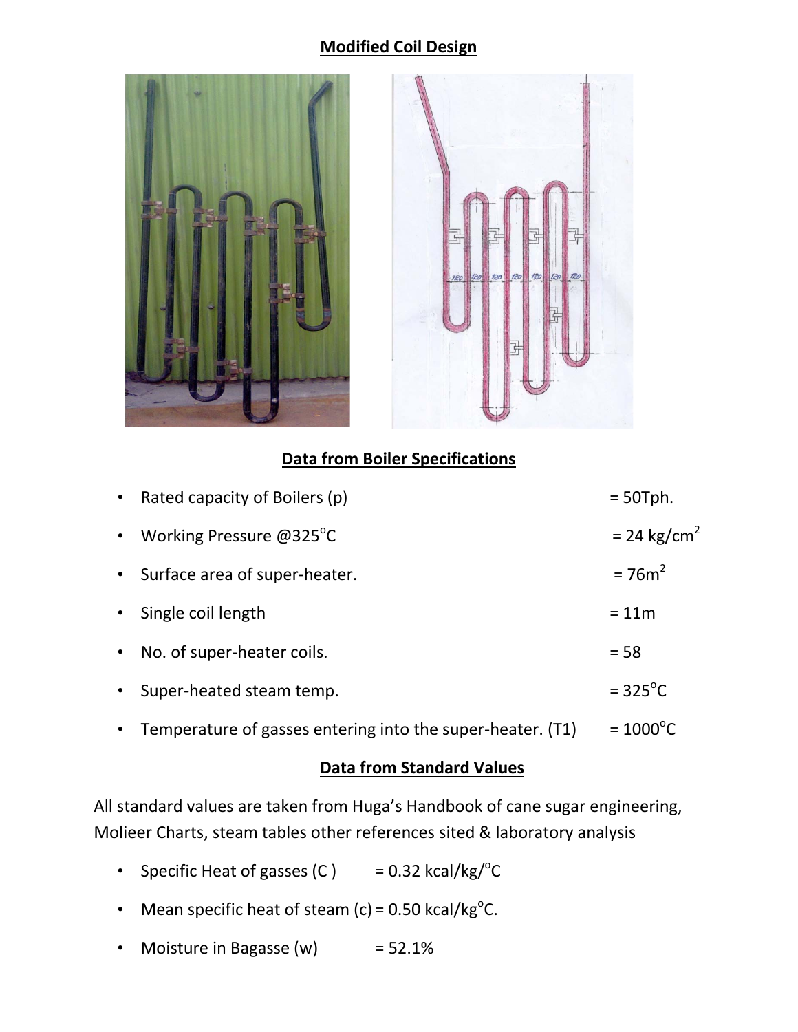## Modified Coil Design

## Data from Boiler Specifications

- Rated capacity of Boilers (p) = 50Tph.
- Working Pressure @325°C = 24 kg/cm$^2$
- Surface area of super-heater. = 76m$^2$
- Single coil length = 11m
- No. of super-heater coils. = 58
- Super-heated steam temp. = 325°C
- Temperature of gasses entering into the super-heater. (T1) = 1000°C

## Data from Standard Values

All standard values are taken from Huga's Handbook of cane sugar engineering, Molieer Charts, steam tables other references sited & laboratory analysis

- Specific Heat of gasses (C ) = 0.32 kcal/kg/°C
- Mean specific heat of steam (c) = 0.50 kcal/kg°C.
- Moisture in Bagasse (w) = 52.1%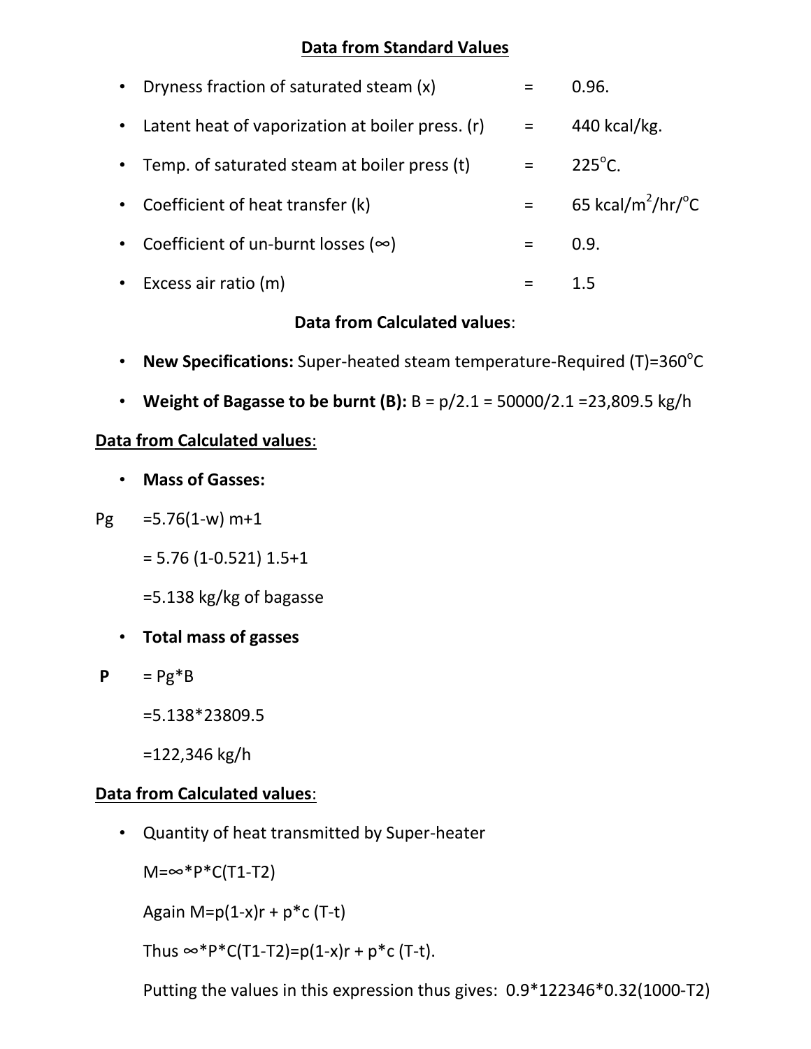## Data from Standard Values

- Dryness fraction of saturated steam (x) = 0.96.
- Latent heat of vaporization at boiler press. (r) = 440 kcal/kg.
- Temp. of saturated steam at boiler press (t) = 225°C.
- Coefficient of heat transfer (k) = 65 kcal/m$^2$/hr/°C
- Coefficient of un-burnt losses (∞) = 0.9.
- Excess air ratio (m) = 1.5

**Data from Calculated values**:

- **New Specifications:** Super-heated steam temperature-Required (T)=360°C
- **Weight of Bagasse to be burnt (B):** B = p/2.1 = 50000/2.1 =23,809.5 kg/h

**Data from Calculated values**:

- **Mass of Gasses:**

Pg =5.76(1-w) m+1

= 5.76 (1-0.521) 1.5+1

=5.138 kg/kg of bagasse

- **Total mass of gasses**

**P** = Pg*B

=5.138*23809.5

=122,346 kg/h

**Data from Calculated values**:

- Quantity of heat transmitted by Super-heater

M=∞*P*C(T1-T2)

Again M=p(1-x)r + p*c (T-t)

Thus ∞*P*C(T1-T2)=p(1-x)r + p*c (T-t).

Putting the values in this expression thus gives: 0.9*122346*0.32(1000-T2)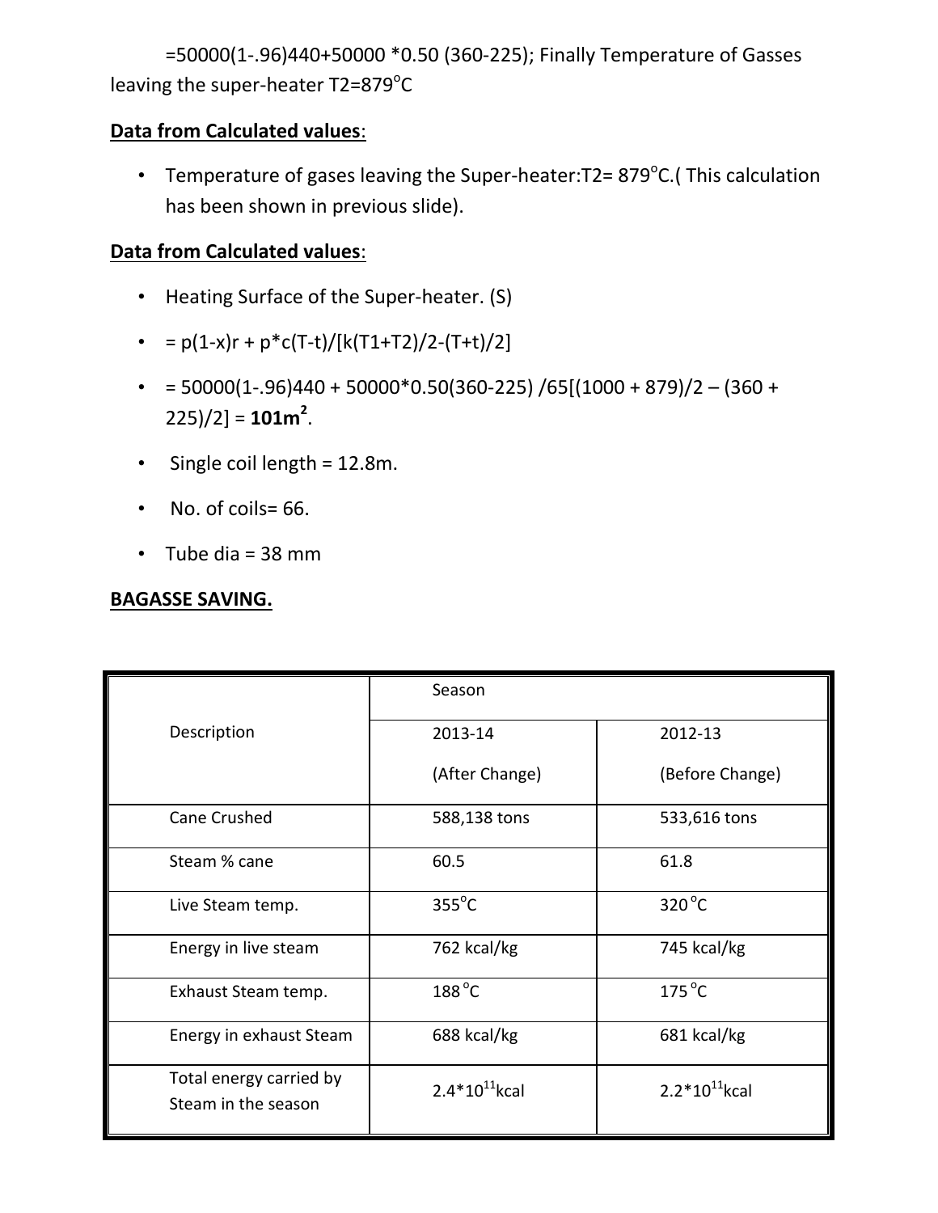=50000(1-.96)440+50000 *0.50 (360-225); Finally Temperature of Gasses leaving the super-heater T2=879°C

**Data from Calculated values**:

- Temperature of gases leaving the Super-heater:T2= 879°C.( This calculation has been shown in previous slide).

**Data from Calculated values**:

- Heating Surface of the Super-heater. (S)
- = p(1-x)r + p*c(T-t)/[k(T1+T2)/2-(T+t)/2]
- = 50000(1-.96)440 + 50000*0.50(360-225) /65[(1000 + 879)/2 – (360 + 225)/2] = **101m²**.
- Single coil length = 12.8m.
- No. of coils= 66.
- Tube dia = 38 mm

**BAGASSE SAVING.**

| Description | Season | |
|---|---|---|
| | 2013-14 (After Change) | 2012-13 (Before Change) |
| Cane Crushed | 588,138 tons | 533,616 tons |
| Steam % cane | 60.5 | 61.8 |
| Live Steam temp. | 355°C | 320°C |
| Energy in live steam | 762 kcal/kg | 745 kcal/kg |
| Exhaust Steam temp. | 188°C | 175°C |
| Energy in exhaust Steam | 688 kcal/kg | 681 kcal/kg |
| Total energy carried by Steam in the season | $2.4*10^{11}$kcal | $2.2*10^{11}$kcal |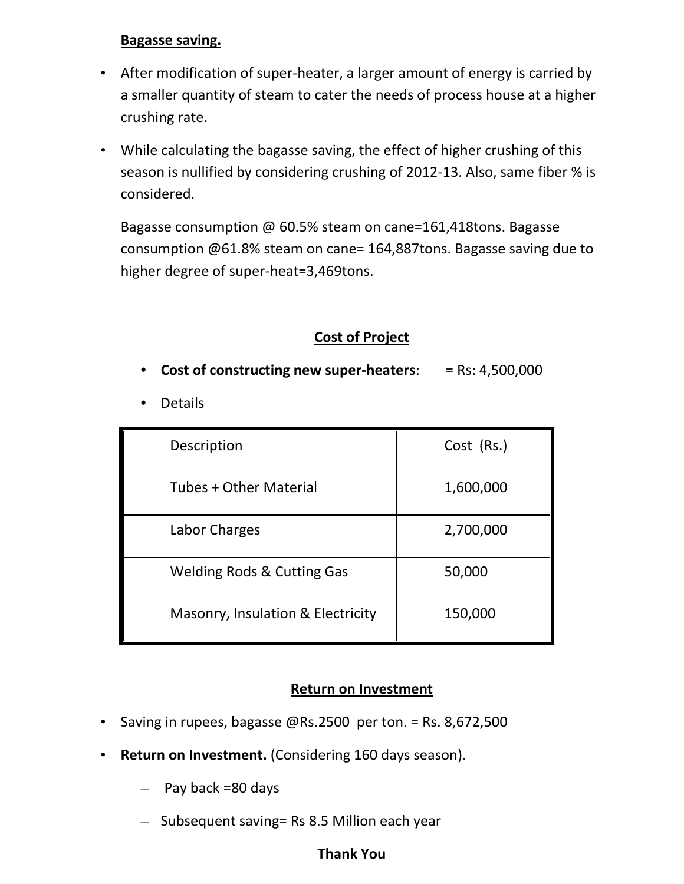**Bagasse saving.**

- After modification of super-heater, a larger amount of energy is carried by a smaller quantity of steam to cater the needs of process house at a higher crushing rate.
- While calculating the bagasse saving, the effect of higher crushing of this season is nullified by considering crushing of 2012-13. Also, same fiber % is considered.

  Bagasse consumption @ 60.5% steam on cane=161,418tons. Bagasse consumption @61.8% steam on cane= 164,887tons. Bagasse saving due to higher degree of super-heat=3,469tons.

## Cost of Project

- **Cost of constructing new super-heaters**: = Rs: 4,500,000
- Details

| Description | Cost (Rs.) |
|---|---|
| Tubes + Other Material | 1,600,000 |
| Labor Charges | 2,700,000 |
| Welding Rods & Cutting Gas | 50,000 |
| Masonry, Insulation & Electricity | 150,000 |

## Return on Investment

- Saving in rupees, bagasse @Rs.2500 per ton. = Rs. 8,672,500
- **Return on Investment.** (Considering 160 days season).
  - Pay back =80 days
  - Subsequent saving= Rs 8.5 Million each year

**Thank You**